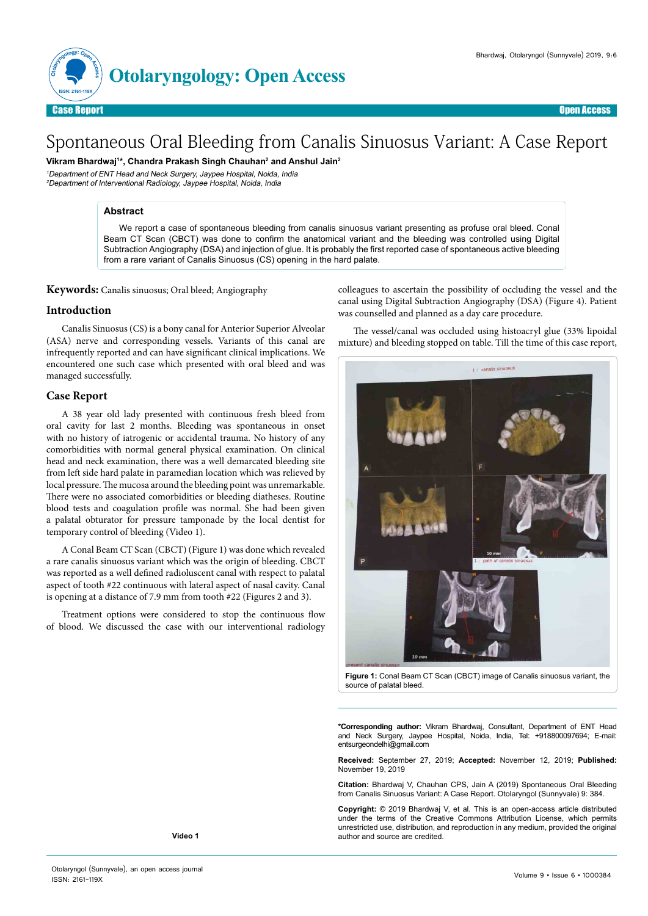# Spontaneous Oral Bleeding from Canalis Sinuosus Variant: A Case Report

**Vikram Bhardwaj[1]*, Chandra Prakash Singh Chauhan[2] and Anshul Jain[2]**

[1]*Department of ENT Head and Neck Surgery, Jaypee Hospital, Noida, India*
[2]*Department of Interventional Radiology, Jaypee Hospital, Noida, India*

## Abstract

We report a case of spontaneous bleeding from canalis sinuosus variant presenting as profuse oral bleed. Conal Beam CT Scan (CBCT) was done to confirm the anatomical variant and the bleeding was controlled using Digital Subtraction Angiography (DSA) and injection of glue. It is probably the first reported case of spontaneous active bleeding from a rare variant of Canalis Sinuosus (CS) opening in the hard palate.

**Keywords:** Canalis sinuosus; Oral bleed; Angiography

## Introduction

Canalis Sinuosus (CS) is a bony canal for Anterior Superior Alveolar (ASA) nerve and corresponding vessels. Variants of this canal are infrequently reported and can have significant clinical implications. We encountered one such case which presented with oral bleed and was managed successfully.

## Case Report

A 38 year old lady presented with continuous fresh bleed from oral cavity for last 2 months. Bleeding was spontaneous in onset with no history of iatrogenic or accidental trauma. No history of any comorbidities with normal general physical examination. On clinical head and neck examination, there was a well demarcated bleeding site from left side hard palate in paramedian location which was relieved by local pressure. The mucosa around the bleeding point was unremarkable. There were no associated comorbidities or bleeding diatheses. Routine blood tests and coagulation profile was normal. She had been given a palatal obturator for pressure tamponade by the local dentist for temporary control of bleeding (Video 1).

A Conal Beam CT Scan (CBCT) (Figure 1) was done which revealed a rare canalis sinuosus variant which was the origin of bleeding. CBCT was reported as a well defined radioluscent canal with respect to palatal aspect of tooth #22 continuous with lateral aspect of nasal cavity. Canal is opening at a distance of 7.9 mm from tooth #22 (Figures 2 and 3).

Treatment options were considered to stop the continuous flow of blood. We discussed the case with our interventional radiology colleagues to ascertain the possibility of occluding the vessel and the canal using Digital Subtraction Angiography (DSA) (Figure 4). Patient was counselled and planned as a day care procedure.

The vessel/canal was occluded using histoacryl glue (33% lipoidal mixture) and bleeding stopped on table. Till the time of this case report,

Video 1

**Figure 1:** Conal Beam CT Scan (CBCT) image of Canalis sinuosus variant, the source of palatal bleed.

**\*Corresponding author:** Vikram Bhardwaj, Consultant, Department of ENT Head and Neck Surgery, Jaypee Hospital, Noida, India, Tel: +918800097694; E-mail: entsurgeondelhi@gmail.com

**Received:** September 27, 2019; **Accepted:** November 12, 2019; **Published:** November 19, 2019

**Citation:** Bhardwaj V, Chauhan CPS, Jain A (2019) Spontaneous Oral Bleeding from Canalis Sinuosus Variant: A Case Report. Otolaryngol (Sunnyvale) 9: 384.

**Copyright:** © 2019 Bhardwaj V, et al. This is an open-access article distributed under the terms of the Creative Commons Attribution License, which permits unrestricted use, distribution, and reproduction in any medium, provided the original author and source are credited.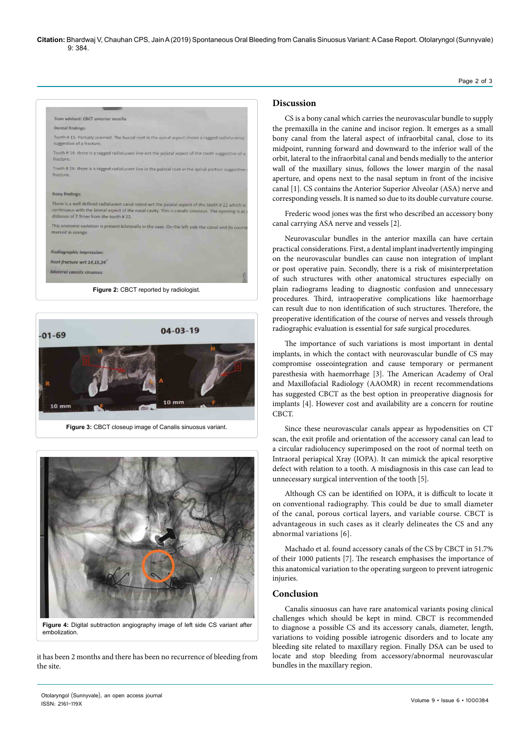Figure 2: CBCT reported by radiologist.

Figure 3: CBCT closeup image of Canalis sinuosus variant.

Figure 4: Digital subtraction angiography image of left side CS variant after embolization.

it has been 2 months and there has been no recurrence of bleeding from the site.

## Discussion

CS is a bony canal which carries the neurovascular bundle to supply the premaxilla in the canine and incisor region. It emerges as a small bony canal from the lateral aspect of infraorbital canal, close to its midpoint, running forward and downward to the inferior wall of the orbit, lateral to the infraorbital canal and bends medially to the anterior wall of the maxillary sinus, follows the lower margin of the nasal aperture, and opens next to the nasal septum in front of the incisive canal [1]. CS contains the Anterior Superior Alveolar (ASA) nerve and corresponding vessels. It is named so due to its double curvature course.

Frederic wood jones was the first who described an accessory bony canal carrying ASA nerve and vessels [2].

Neurovascular bundles in the anterior maxilla can have certain practical considerations. First, a dental implant inadvertently impinging on the neurovascular bundles can cause non integration of implant or post operative pain. Secondly, there is a risk of misinterpretation of such structures with other anatomical structures especially on plain radiograms leading to diagnostic confusion and unnecessary procedures. Third, intraoperative complications like haemorrhage can result due to non identification of such structures. Therefore, the preoperative identification of the course of nerves and vessels through radiographic evaluation is essential for safe surgical procedures.

The importance of such variations is most important in dental implants, in which the contact with neurovascular bundle of CS may compromise osseointegration and cause temporary or permanent paresthesia with haemorrhage [3]. The American Academy of Oral and Maxillofacial Radiology (AAOMR) in recent recommendations has suggested CBCT as the best option in preoperative diagnosis for implants [4]. However cost and availability are a concern for routine CBCT.

Since these neurovascular canals appear as hypodensities on CT scan, the exit profile and orientation of the accessory canal can lead to a circular radiolucency superimposed on the root of normal teeth on Intraoral periapical Xray (IOPA). It can mimick the apical resorptive defect with relation to a tooth. A misdiagnosis in this case can lead to unnecessary surgical intervention of the tooth [5].

Although CS can be identified on IOPA, it is difficult to locate it on conventional radiography. This could be due to small diameter of the canal, porous cortical layers, and variable course. CBCT is advantageous in such cases as it clearly delineates the CS and any abnormal variations [6].

Machado et al. found accessory canals of the CS by CBCT in 51.7% of their 1000 patients [7]. The research emphasises the importance of this anatomical variation to the operating surgeon to prevent iatrogenic injuries.

## Conclusion

Canalis sinuosus can have rare anatomical variants posing clinical challenges which should be kept in mind. CBCT is recommended to diagnose a possible CS and its accessory canals, diameter, length, variations to voiding possible iatrogenic disorders and to locate any bleeding site related to maxillary region. Finally DSA can be used to locate and stop bleeding from accessory/abnormal neurovascular bundles in the maxillary region.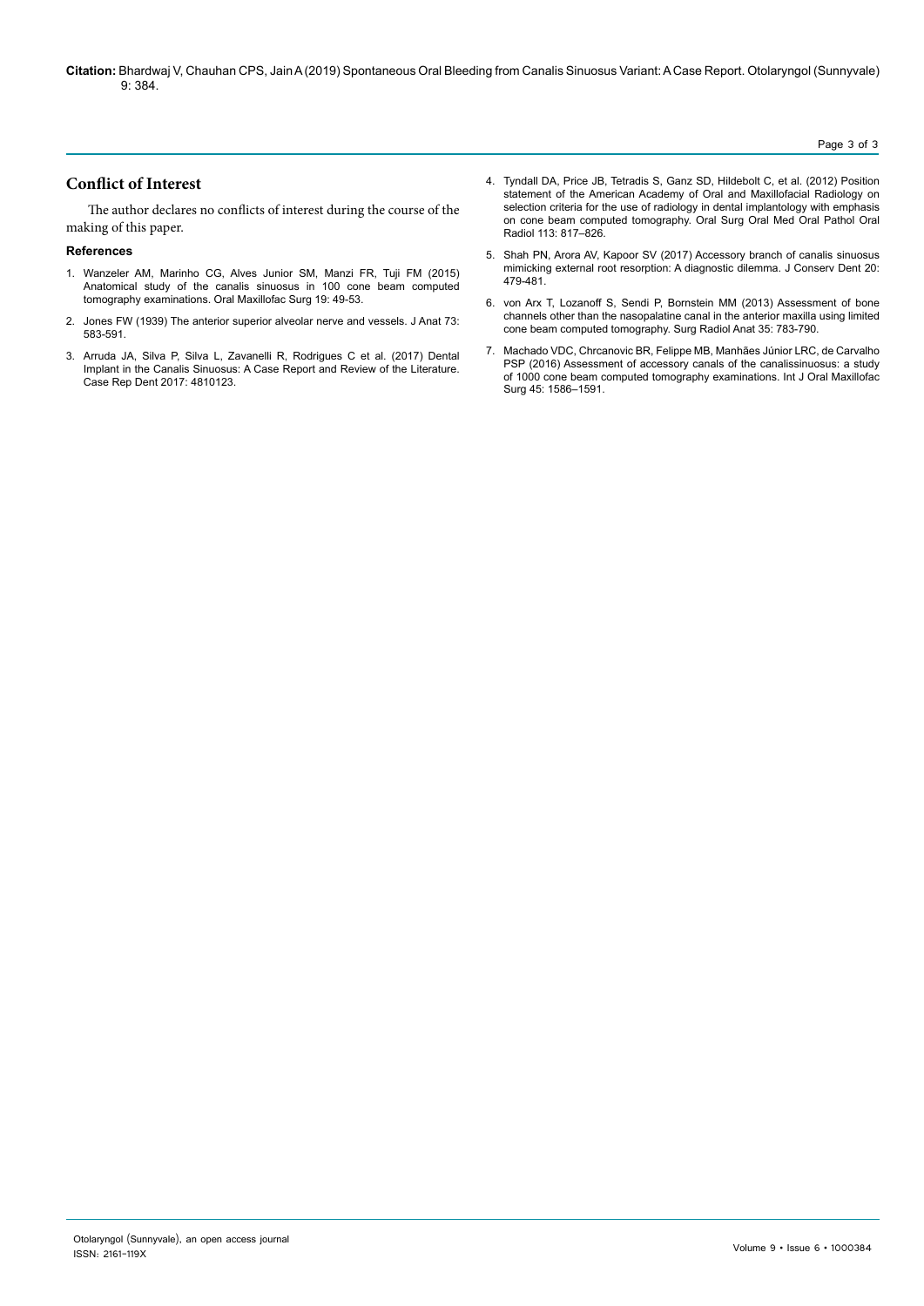## Conflict of Interest

The author declares no conflicts of interest during the course of the making of this paper.

### References

1. Wanzeler AM, Marinho CG, Alves Junior SM, Manzi FR, Tuji FM (2015) Anatomical study of the canalis sinuosus in 100 cone beam computed tomography examinations. Oral Maxillofac Surg 19: 49-53.
2. Jones FW (1939) The anterior superior alveolar nerve and vessels. J Anat 73: 583-591.
3. Arruda JA, Silva P, Silva L, Zavanelli R, Rodrigues C et al. (2017) Dental Implant in the Canalis Sinuosus: A Case Report and Review of the Literature. Case Rep Dent 2017: 4810123.
4. Tyndall DA, Price JB, Tetradis S, Ganz SD, Hildebolt C, et al. (2012) Position statement of the American Academy of Oral and Maxillofacial Radiology on selection criteria for the use of radiology in dental implantology with emphasis on cone beam computed tomography. Oral Surg Oral Med Oral Pathol Oral Radiol 113: 817–826.
5. Shah PN, Arora AV, Kapoor SV (2017) Accessory branch of canalis sinuosus mimicking external root resorption: A diagnostic dilemma. J Conserv Dent 20: 479-481.
6. von Arx T, Lozanoff S, Sendi P, Bornstein MM (2013) Assessment of bone channels other than the nasopalatine canal in the anterior maxilla using limited cone beam computed tomography. Surg Radiol Anat 35: 783-790.
7. Machado VDC, Chrcanovic BR, Felippe MB, Manhães Júnior LRC, de Carvalho PSP (2016) Assessment of accessory canals of the canalissinuosus: a study of 1000 cone beam computed tomography examinations. Int J Oral Maxillofac Surg 45: 1586–1591.